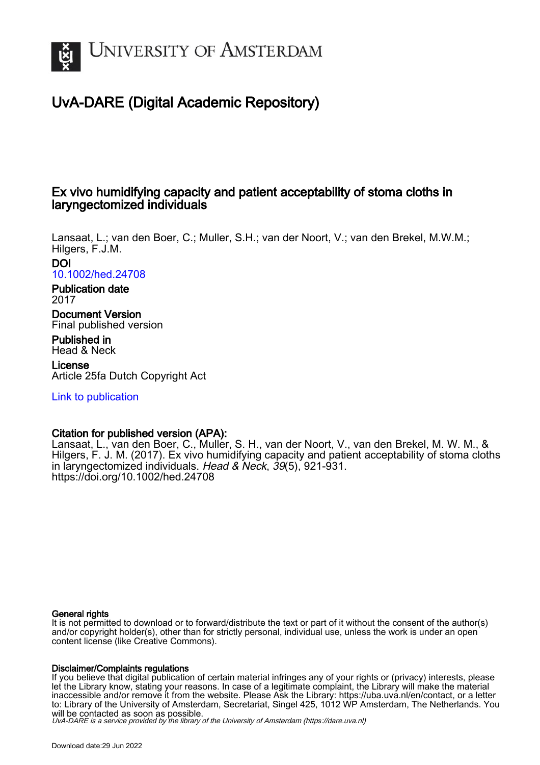# UNIVERSITY OF AMSTERDAM

## UvA-DARE (Digital Academic Repository)

### Ex vivo humidifying capacity and patient acceptability of stoma cloths in laryngectomized individuals

Lansaat, L.; van den Boer, C.; Muller, S.H.; van der Noort, V.; van den Brekel, M.W.M.; Hilgers, F.J.M.

**DOI**
10.1002/hed.24708

**Publication date**
2017

**Document Version**
Final published version

**Published in**
Head & Neck

**License**
Article 25fa Dutch Copyright Act

Link to publication

**Citation for published version (APA):**
Lansaat, L., van den Boer, C., Muller, S. H., van der Noort, V., van den Brekel, M. W. M., & Hilgers, F. J. M. (2017). Ex vivo humidifying capacity and patient acceptability of stoma cloths in laryngectomized individuals. *Head & Neck*, *39*(5), 921-931. https://doi.org/10.1002/hed.24708

**General rights**
It is not permitted to download or to forward/distribute the text or part of it without the consent of the author(s) and/or copyright holder(s), other than for strictly personal, individual use, unless the work is under an open content license (like Creative Commons).

**Disclaimer/Complaints regulations**
If you believe that digital publication of certain material infringes any of your rights or (privacy) interests, please let the Library know, stating your reasons. In case of a legitimate complaint, the Library will make the material inaccessible and/or remove it from the website. Please Ask the Library: https://uba.uva.nl/en/contact, or a letter to: Library of the University of Amsterdam, Secretariat, Singel 425, 1012 WP Amsterdam, The Netherlands. You will be contacted as soon as possible.

*UvA-DARE is a service provided by the library of the University of Amsterdam (https://dare.uva.nl)*

Download date:29 Jun 2022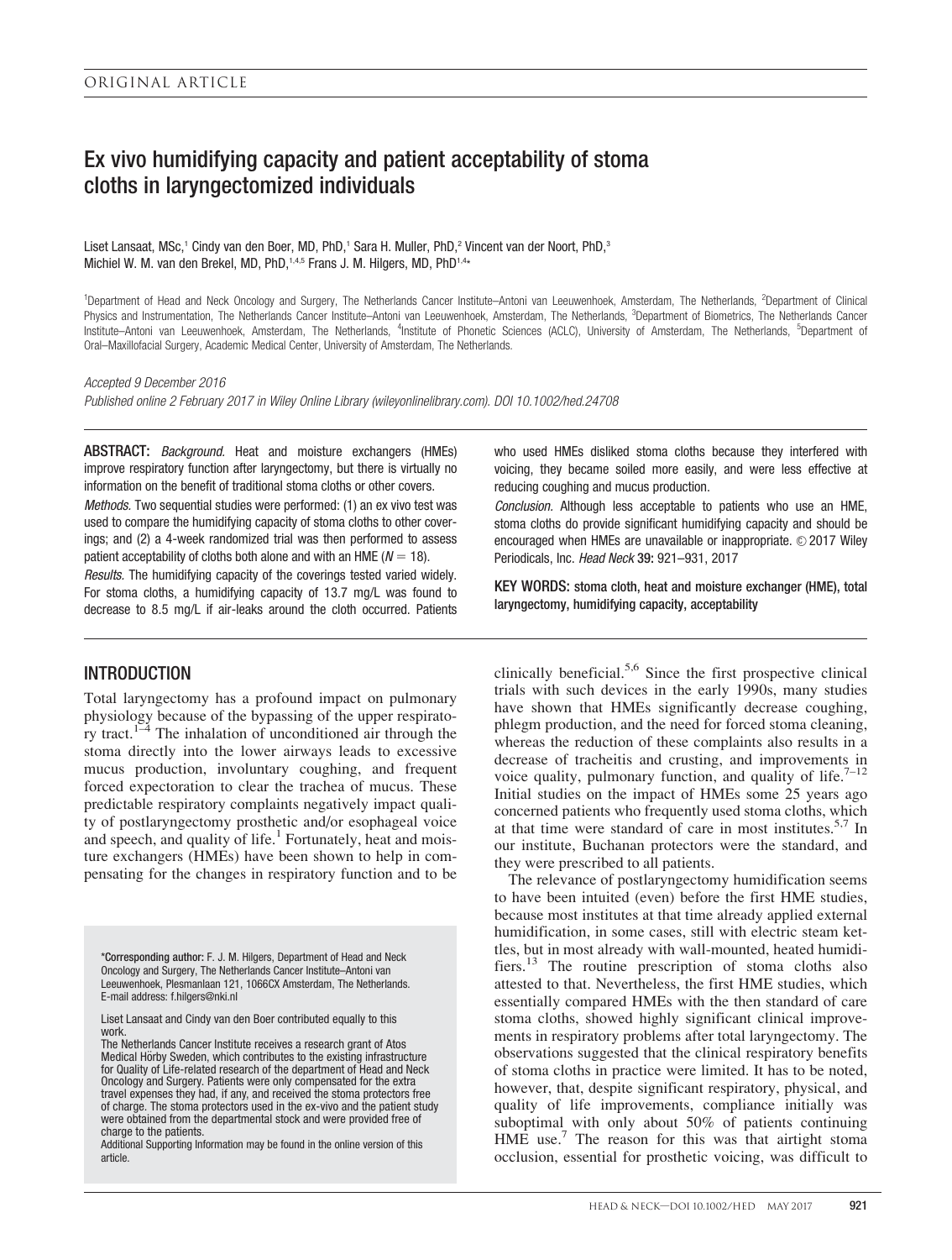ORIGINAL ARTICLE

# Ex vivo humidifying capacity and patient acceptability of stoma cloths in laryngectomized individuals

Liset Lansaat, MSc,[1] Cindy van den Boer, MD, PhD,[1] Sara H. Muller, PhD,[2] Vincent van der Noort, PhD,[3] Michiel W. M. van den Brekel, MD, PhD,[1,4,5] Frans J. M. Hilgers, MD, PhD[1,4]*

[1]Department of Head and Neck Oncology and Surgery, The Netherlands Cancer Institute–Antoni van Leeuwenhoek, Amsterdam, The Netherlands, [2]Department of Clinical Physics and Instrumentation, The Netherlands Cancer Institute–Antoni van Leeuwenhoek, Amsterdam, The Netherlands, [3]Department of Biometrics, The Netherlands Cancer Institute–Antoni van Leeuwenhoek, Amsterdam, The Netherlands, [4]Institute of Phonetic Sciences (ACLC), University of Amsterdam, The Netherlands, [5]Department of Oral–Maxillofacial Surgery, Academic Medical Center, University of Amsterdam, The Netherlands.

*Accepted 9 December 2016*

*Published online 2 February 2017 in Wiley Online Library (wileyonlinelibrary.com). DOI 10.1002/hed.24708*

**ABSTRACT:** *Background.* Heat and moisture exchangers (HMEs) improve respiratory function after laryngectomy, but there is virtually no information on the benefit of traditional stoma cloths or other covers.

*Methods.* Two sequential studies were performed: (1) an ex vivo test was used to compare the humidifying capacity of stoma cloths to other coverings; and (2) a 4-week randomized trial was then performed to assess patient acceptability of cloths both alone and with an HME ($N = 18$).

*Results.* The humidifying capacity of the coverings tested varied widely. For stoma cloths, a humidifying capacity of 13.7 mg/L was found to decrease to 8.5 mg/L if air-leaks around the cloth occurred. Patients who used HMEs disliked stoma cloths because they interfered with voicing, they became soiled more easily, and were less effective at reducing coughing and mucus production.

*Conclusion.* Although less acceptable to patients who use an HME, stoma cloths do provide significant humidifying capacity and should be encouraged when HMEs are unavailable or inappropriate. © 2017 Wiley Periodicals, Inc. *Head Neck* **39:** 921–931, 2017

**KEY WORDS:** stoma cloth, heat and moisture exchanger (HME), total laryngectomy, humidifying capacity, acceptability

## INTRODUCTION

Total laryngectomy has a profound impact on pulmonary physiology because of the bypassing of the upper respiratory tract.[1–4] The inhalation of unconditioned air through the stoma directly into the lower airways leads to excessive mucus production, involuntary coughing, and frequent forced expectoration to clear the trachea of mucus. These predictable respiratory complaints negatively impact quality of postlaryngectomy prosthetic and/or esophageal voice and speech, and quality of life.[1] Fortunately, heat and moisture exchangers (HMEs) have been shown to help in compensating for the changes in respiratory function and to be clinically beneficial.[5,6] Since the first prospective clinical trials with such devices in the early 1990s, many studies have shown that HMEs significantly decrease coughing, phlegm production, and the need for forced stoma cleaning, whereas the reduction of these complaints also results in a decrease of tracheitis and crusting, and improvements in voice quality, pulmonary function, and quality of life.[7–12] Initial studies on the impact of HMEs some 25 years ago concerned patients who frequently used stoma cloths, which at that time were standard of care in most institutes.[5,7] In our institute, Buchanan protectors were the standard, and they were prescribed to all patients.

The relevance of postlaryngectomy humidification seems to have been intuited (even) before the first HME studies, because most institutes at that time already applied external humidification, in some cases, still with electric steam kettles, but in most already with wall-mounted, heated humidifiers.[13] The routine prescription of stoma cloths also attested to that. Nevertheless, the first HME studies, which essentially compared HMEs with the then standard of care stoma cloths, showed highly significant clinical improvements in respiratory problems after total laryngectomy. The observations suggested that the clinical respiratory benefits of stoma cloths in practice were limited. It has to be noted, however, that, despite significant respiratory, physical, and quality of life improvements, compliance initially was suboptimal with only about 50% of patients continuing HME use.[7] The reason for this was that airtight stoma occlusion, essential for prosthetic voicing, was difficult to

\*Corresponding author: F. J. M. Hilgers, Department of Head and Neck Oncology and Surgery, The Netherlands Cancer Institute–Antoni van Leeuwenhoek, Plesmanlaan 121, 1066CX Amsterdam, The Netherlands. E-mail address: f.hilgers@nki.nl

Liset Lansaat and Cindy van den Boer contributed equally to this work.

The Netherlands Cancer Institute receives a research grant of Atos Medical Hörby Sweden, which contributes to the existing infrastructure for Quality of Life-related research of the department of Head and Neck Oncology and Surgery. Patients were only compensated for the extra travel expenses they had, if any, and received the stoma protectors free of charge. The stoma protectors used in the ex-vivo and the patient study were obtained from the departmental stock and were provided free of charge to the patients.

Additional Supporting Information may be found in the online version of this article.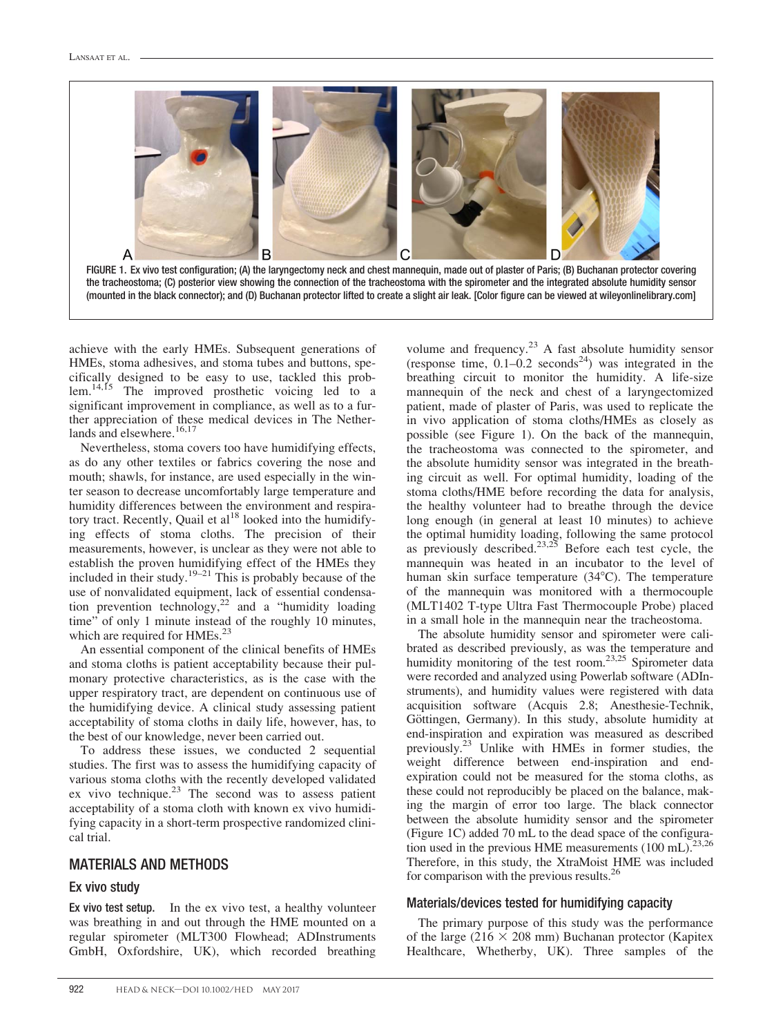FIGURE 1. Ex vivo test configuration; (A) the laryngectomy neck and chest mannequin, made out of plaster of Paris; (B) Buchanan protector covering the tracheostoma; (C) posterior view showing the connection of the tracheostoma with the spirometer and the integrated absolute humidity sensor (mounted in the black connector); and (D) Buchanan protector lifted to create a slight air leak. [Color figure can be viewed at wileyonlinelibrary.com]

achieve with the early HMEs. Subsequent generations of HMEs, stoma adhesives, and stoma tubes and buttons, specifically designed to be easy to use, tackled this problem.[14,15] The improved prosthetic voicing led to a significant improvement in compliance, as well as to a further appreciation of these medical devices in The Netherlands and elsewhere.[16,17]

Nevertheless, stoma covers too have humidifying effects, as do any other textiles or fabrics covering the nose and mouth; shawls, for instance, are used especially in the winter season to decrease uncomfortably large temperature and humidity differences between the environment and respiratory tract. Recently, Quail et al[18] looked into the humidifying effects of stoma cloths. The precision of their measurements, however, is unclear as they were not able to establish the proven humidifying effect of the HMEs they included in their study.[19–21] This is probably because of the use of nonvalidated equipment, lack of essential condensation prevention technology,[22] and a "humidity loading time" of only 1 minute instead of the roughly 10 minutes, which are required for HMEs.[23]

An essential component of the clinical benefits of HMEs and stoma cloths is patient acceptability because their pulmonary protective characteristics, as is the case with the upper respiratory tract, are dependent on continuous use of the humidifying device. A clinical study assessing patient acceptability of stoma cloths in daily life, however, has, to the best of our knowledge, never been carried out.

To address these issues, we conducted 2 sequential studies. The first was to assess the humidifying capacity of various stoma cloths with the recently developed validated ex vivo technique.[23] The second was to assess patient acceptability of a stoma cloth with known ex vivo humidifying capacity in a short-term prospective randomized clinical trial.

## MATERIALS AND METHODS

### Ex vivo study

**Ex vivo test setup.** In the ex vivo test, a healthy volunteer was breathing in and out through the HME mounted on a regular spirometer (MLT300 Flowhead; ADInstruments GmbH, Oxfordshire, UK), which recorded breathing volume and frequency.[23] A fast absolute humidity sensor (response time, 0.1–0.2 seconds[24]) was integrated in the breathing circuit to monitor the humidity. A life-size mannequin of the neck and chest of a laryngectomized patient, made of plaster of Paris, was used to replicate the in vivo application of stoma cloths/HMEs as closely as possible (see Figure 1). On the back of the mannequin, the tracheostoma was connected to the spirometer, and the absolute humidity sensor was integrated in the breathing circuit as well. For optimal humidity, loading of the stoma cloths/HME before recording the data for analysis, the healthy volunteer had to breathe through the device long enough (in general at least 10 minutes) to achieve the optimal humidity loading, following the same protocol as previously described.[23,25] Before each test cycle, the mannequin was heated in an incubator to the level of human skin surface temperature (34°C). The temperature of the mannequin was monitored with a thermocouple (MLT1402 T-type Ultra Fast Thermocouple Probe) placed in a small hole in the mannequin near the tracheostoma.

The absolute humidity sensor and spirometer were calibrated as described previously, as was the temperature and humidity monitoring of the test room.[23,25] Spirometer data were recorded and analyzed using Powerlab software (ADInstruments), and humidity values were registered with data acquisition software (Acquis 2.8; Anesthesie-Technik, Göttingen, Germany). In this study, absolute humidity at end-inspiration and expiration was measured as described previously.[23] Unlike with HMEs in former studies, the weight difference between end-inspiration and end-expiration could not be measured for the stoma cloths, as these could not reproducibly be placed on the balance, making the margin of error too large. The black connector between the absolute humidity sensor and the spirometer (Figure 1C) added 70 mL to the dead space of the configuration used in the previous HME measurements (100 mL).[23,26] Therefore, in this study, the XtraMoist HME was included for comparison with the previous results.[26]

### Materials/devices tested for humidifying capacity

The primary purpose of this study was the performance of the large (216 × 208 mm) Buchanan protector (Kapitex Healthcare, Whetherby, UK). Three samples of the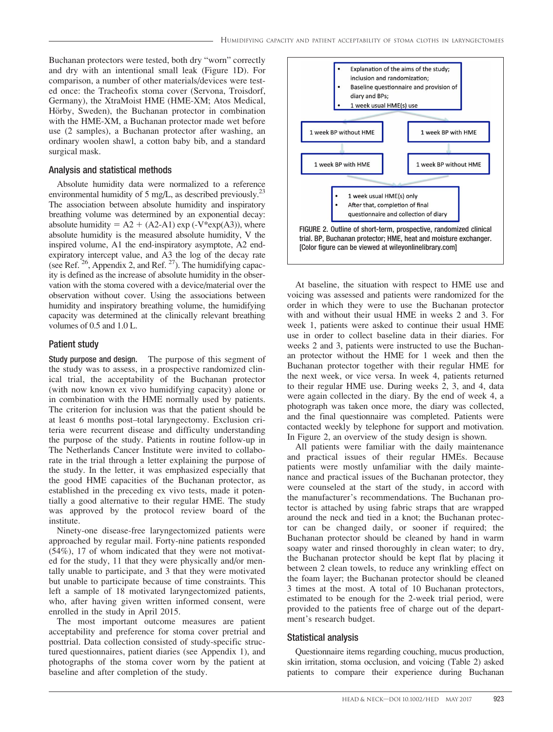Buchanan protectors were tested, both dry "worn" correctly and dry with an intentional small leak (Figure 1D). For comparison, a number of other materials/devices were tested once: the Tracheofix stoma cover (Servona, Troisdorf, Germany), the XtraMoist HME (HME-XM; Atos Medical, Hörby, Sweden), the Buchanan protector in combination with the HME-XM, a Buchanan protector made wet before use (2 samples), a Buchanan protector after washing, an ordinary woolen shawl, a cotton baby bib, and a standard surgical mask.

### Analysis and statistical methods

Absolute humidity data were normalized to a reference environmental humidity of 5 mg/L, as described previously.[23] The association between absolute humidity and inspiratory breathing volume was determined by an exponential decay: absolute humidity = A2 + (A2-A1) exp (-V*exp(A3)), where absolute humidity is the measured absolute humidity, V the inspired volume, A1 the end-inspiratory asymptote, A2 end-expiratory intercept value, and A3 the log of the decay rate (see Ref. [26], Appendix 2, and Ref. [27]). The humidifying capacity is defined as the increase of absolute humidity in the observation with the stoma covered with a device/material over the observation without cover. Using the associations between humidity and inspiratory breathing volume, the humidifying capacity was determined at the clinically relevant breathing volumes of 0.5 and 1.0 L.

### Patient study

**Study purpose and design.** The purpose of this segment of the study was to assess, in a prospective randomized clinical trial, the acceptability of the Buchanan protector (with now known ex vivo humidifying capacity) alone or in combination with the HME normally used by patients. The criterion for inclusion was that the patient should be at least 6 months post–total laryngectomy. Exclusion criteria were recurrent disease and difficulty understanding the purpose of the study. Patients in routine follow-up in The Netherlands Cancer Institute were invited to collaborate in the trial through a letter explaining the purpose of the study. In the letter, it was emphasized especially that the good HME capacities of the Buchanan protector, as established in the preceding ex vivo tests, made it potentially a good alternative to their regular HME. The study was approved by the protocol review board of the institute.

Ninety-one disease-free laryngectomized patients were approached by regular mail. Forty-nine patients responded (54%), 17 of whom indicated that they were not motivated for the study, 11 that they were physically and/or mentally unable to participate, and 3 that they were motivated but unable to participate because of time constraints. This left a sample of 18 motivated laryngectomized patients, who, after having given written informed consent, were enrolled in the study in April 2015.

The most important outcome measures are patient acceptability and preference for stoma cover pretrial and posttrial. Data collection consisted of study-specific structured questionnaires, patient diaries (see Appendix 1), and photographs of the stoma cover worn by the patient at baseline and after completion of the study.

- Explanation of the aims of the study; inclusion and randomization;
- Baseline questionnaire and provision of diary and BPs;
- 1 week usual HME(s) use

| | |
|---|---|
| 1 week BP without HME | 1 week BP with HME |
| 1 week BP with HME | 1 week BP without HME |

- 1 week usual HME(s) only
- After that, completion of final questionnaire and collection of diary

FIGURE 2. Outline of short-term, prospective, randomized clinical trial. BP, Buchanan protector; HME, heat and moisture exchanger. [Color figure can be viewed at wileyonlinelibrary.com]

At baseline, the situation with respect to HME use and voicing was assessed and patients were randomized for the order in which they were to use the Buchanan protector with and without their usual HME in weeks 2 and 3. For week 1, patients were asked to continue their usual HME use in order to collect baseline data in their diaries. For weeks 2 and 3, patients were instructed to use the Buchanan protector without the HME for 1 week and then the Buchanan protector together with their regular HME for the next week, or vice versa. In week 4, patients returned to their regular HME use. During weeks 2, 3, and 4, data were again collected in the diary. By the end of week 4, a photograph was taken once more, the diary was collected, and the final questionnaire was completed. Patients were contacted weekly by telephone for support and motivation. In Figure 2, an overview of the study design is shown.

All patients were familiar with the daily maintenance and practical issues of their regular HMEs. Because patients were mostly unfamiliar with the daily maintenance and practical issues of the Buchanan protector, they were counseled at the start of the study, in accord with the manufacturer's recommendations. The Buchanan protector is attached by using fabric straps that are wrapped around the neck and tied in a knot; the Buchanan protector can be changed daily, or sooner if required; the Buchanan protector should be cleaned by hand in warm soapy water and rinsed thoroughly in clean water; to dry, the Buchanan protector should be kept flat by placing it between 2 clean towels, to reduce any wrinkling effect on the foam layer; the Buchanan protector should be cleaned 3 times at the most. A total of 10 Buchanan protectors, estimated to be enough for the 2-week trial period, were provided to the patients free of charge out of the department's research budget.

### Statistical analysis

Questionnaire items regarding couching, mucus production, skin irritation, stoma occlusion, and voicing (Table 2) asked patients to compare their experience during Buchanan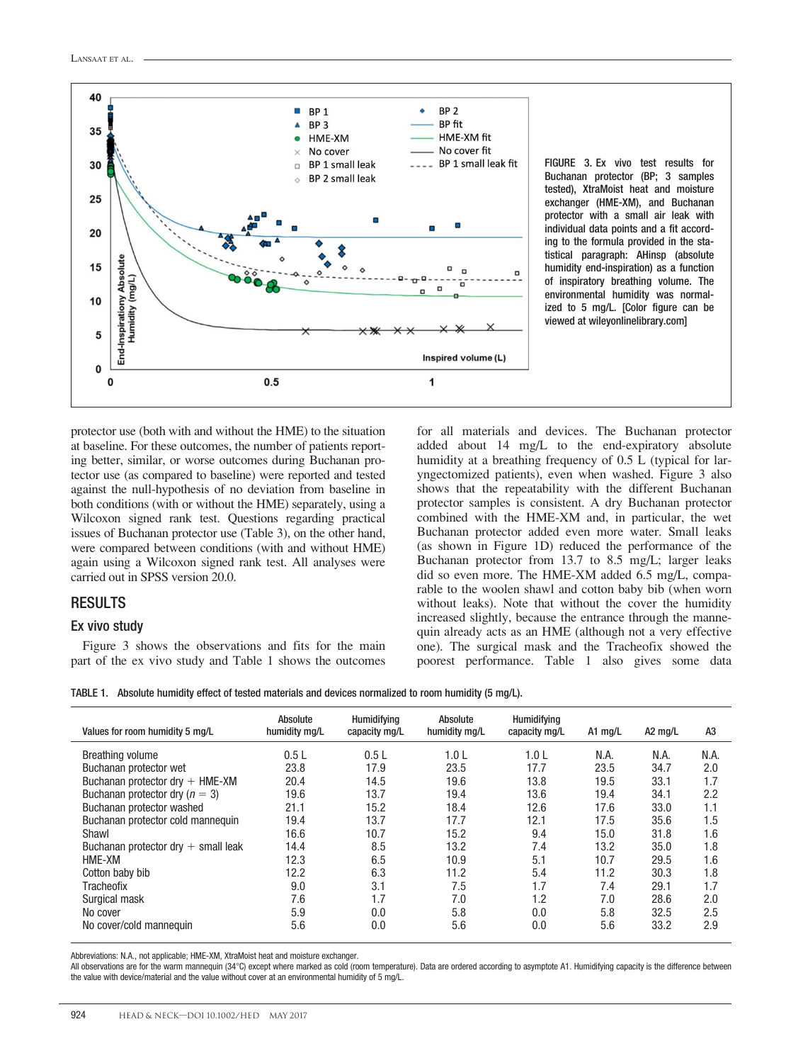FIGURE 3. Ex vivo test results for Buchanan protector (BP; 3 samples tested), XtraMoist heat and moisture exchanger (HME-XM), and Buchanan protector with a small air leak with individual data points and a fit according to the formula provided in the statistical paragraph: AHinsp (absolute humidity end-inspiration) as a function of inspiratory breathing volume. The environmental humidity was normalized to 5 mg/L. [Color figure can be viewed at wileyonlinelibrary.com]

protector use (both with and without the HME) to the situation at baseline. For these outcomes, the number of patients reporting better, similar, or worse outcomes during Buchanan protector use (as compared to baseline) were reported and tested against the null-hypothesis of no deviation from baseline in both conditions (with or without the HME) separately, using a Wilcoxon signed rank test. Questions regarding practical issues of Buchanan protector use (Table 3), on the other hand, were compared between conditions (with and without HME) again using a Wilcoxon signed rank test. All analyses were carried out in SPSS version 20.0.

## RESULTS

### Ex vivo study

Figure 3 shows the observations and fits for the main part of the ex vivo study and Table 1 shows the outcomes for all materials and devices. The Buchanan protector added about 14 mg/L to the end-expiratory absolute humidity at a breathing frequency of 0.5 L (typical for laryngectomized patients), even when washed. Figure 3 also shows that the repeatability with the different Buchanan protector samples is consistent. A dry Buchanan protector combined with the HME-XM and, in particular, the wet Buchanan protector added even more water. Small leaks (as shown in Figure 1D) reduced the performance of the Buchanan protector from 13.7 to 8.5 mg/L; larger leaks did so even more. The HME-XM added 6.5 mg/L, comparable to the woolen shawl and cotton baby bib (when worn without leaks). Note that without the cover the humidity increased slightly, because the entrance through the mannequin already acts as an HME (although not a very effective one). The surgical mask and the Tracheofix showed the poorest performance. Table 1 also gives some data

TABLE 1. Absolute humidity effect of tested materials and devices normalized to room humidity (5 mg/L).

| Values for room humidity 5 mg/L | Absolute humidity mg/L | Humidifying capacity mg/L | Absolute humidity mg/L | Humidifying capacity mg/L | A1 mg/L | A2 mg/L | A3 |
|---|---|---|---|---|---|---|---|
| Breathing volume | 0.5 L | 0.5 L | 1.0 L | 1.0 L | N.A. | N.A. | N.A. |
| Buchanan protector wet | 23.8 | 17.9 | 23.5 | 17.7 | 23.5 | 34.7 | 2.0 |
| Buchanan protector dry + HME-XM | 20.4 | 14.5 | 19.6 | 13.8 | 19.5 | 33.1 | 1.7 |
| Buchanan protector dry ($n = 3$) | 19.6 | 13.7 | 19.4 | 13.6 | 19.4 | 34.1 | 2.2 |
| Buchanan protector washed | 21.1 | 15.2 | 18.4 | 12.6 | 17.6 | 33.0 | 1.1 |
| Buchanan protector cold mannequin | 19.4 | 13.7 | 17.7 | 12.1 | 17.5 | 35.6 | 1.5 |
| Shawl | 16.6 | 10.7 | 15.2 | 9.4 | 15.0 | 31.8 | 1.6 |
| Buchanan protector dry + small leak | 14.4 | 8.5 | 13.2 | 7.4 | 13.2 | 35.0 | 1.8 |
| HME-XM | 12.3 | 6.5 | 10.9 | 5.1 | 10.7 | 29.5 | 1.6 |
| Cotton baby bib | 12.2 | 6.3 | 11.2 | 5.4 | 11.2 | 30.3 | 1.8 |
| Tracheofix | 9.0 | 3.1 | 7.5 | 1.7 | 7.4 | 29.1 | 1.7 |
| Surgical mask | 7.6 | 1.7 | 7.0 | 1.2 | 7.0 | 28.6 | 2.0 |
| No cover | 5.9 | 0.0 | 5.8 | 0.0 | 5.8 | 32.5 | 2.5 |
| No cover/cold mannequin | 5.6 | 0.0 | 5.6 | 0.0 | 5.6 | 33.2 | 2.9 |

Abbreviations: N.A., not applicable; HME-XM, XtraMoist heat and moisture exchanger.
All observations are for the warm mannequin (34°C) except where marked as cold (room temperature). Data are ordered according to asymptote A1. Humidifying capacity is the difference between the value with device/material and the value without cover at an environmental humidity of 5 mg/L.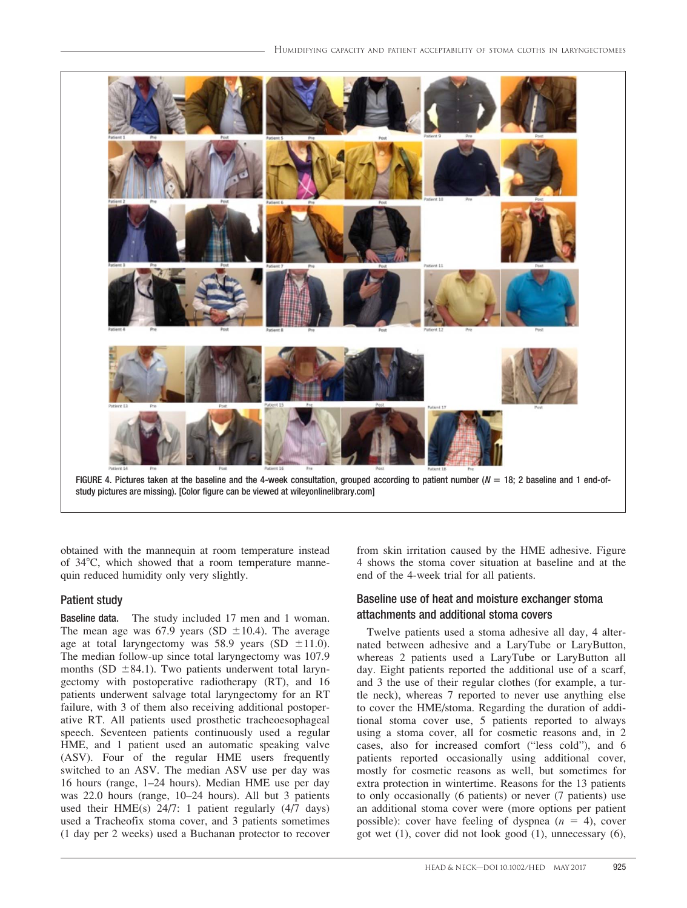FIGURE 4. Pictures taken at the baseline and the 4-week consultation, grouped according to patient number ($N = 18$; 2 baseline and 1 end-of-study pictures are missing). [Color figure can be viewed at wileyonlinelibrary.com]

obtained with the mannequin at room temperature instead of 34°C, which showed that a room temperature mannequin reduced humidity only very slightly.

## Patient study

**Baseline data.** The study included 17 men and 1 woman. The mean age was 67.9 years (SD ±10.4). The average age at total laryngectomy was 58.9 years (SD ±11.0). The median follow-up since total laryngectomy was 107.9 months (SD ±84.1). Two patients underwent total laryngectomy with postoperative radiotherapy (RT), and 16 patients underwent salvage total laryngectomy for an RT failure, with 3 of them also receiving additional postoperative RT. All patients used prosthetic tracheoesophageal speech. Seventeen patients continuously used a regular HME, and 1 patient used an automatic speaking valve (ASV). Four of the regular HME users frequently switched to an ASV. The median ASV use per day was 16 hours (range, 1–24 hours). Median HME use per day was 22.0 hours (range, 10–24 hours). All but 3 patients used their HME(s) 24/7: 1 patient regularly (4/7 days) used a Tracheofix stoma cover, and 3 patients sometimes (1 day per 2 weeks) used a Buchanan protector to recover from skin irritation caused by the HME adhesive. Figure 4 shows the stoma cover situation at baseline and at the end of the 4-week trial for all patients.

## Baseline use of heat and moisture exchanger stoma attachments and additional stoma covers

Twelve patients used a stoma adhesive all day, 4 alternated between adhesive and a LaryTube or LaryButton, whereas 2 patients used a LaryTube or LaryButton all day. Eight patients reported the additional use of a scarf, and 3 the use of their regular clothes (for example, a turtle neck), whereas 7 reported to never use anything else to cover the HME/stoma. Regarding the duration of additional stoma cover use, 5 patients reported to always using a stoma cover, all for cosmetic reasons and, in 2 cases, also for increased comfort ("less cold"), and 6 patients reported occasionally using additional cover, mostly for cosmetic reasons as well, but sometimes for extra protection in wintertime. Reasons for the 13 patients to only occasionally (6 patients) or never (7 patients) use an additional stoma cover were (more options per patient possible): cover have feeling of dyspnea ($n = 4$), cover got wet (1), cover did not look good (1), unnecessary (6),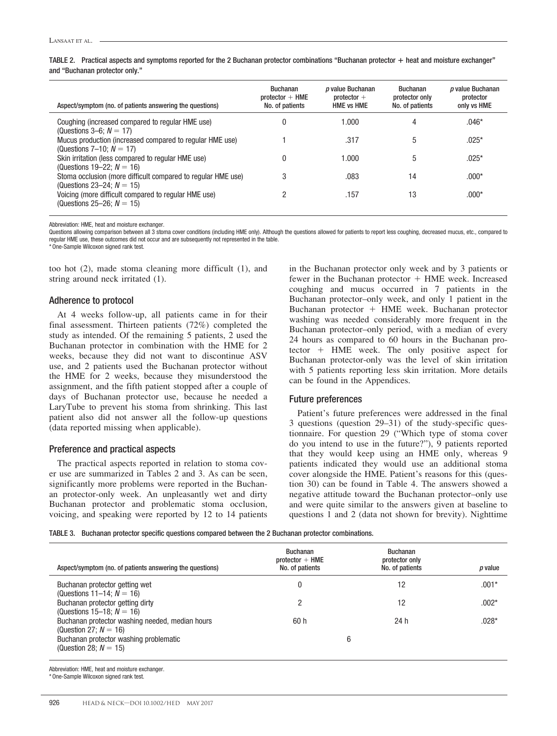TABLE 2. Practical aspects and symptoms reported for the 2 Buchanan protector combinations "Buchanan protector + heat and moisture exchanger" and "Buchanan protector only."

| Aspect/symptom (no. of patients answering the questions) | Buchanan protector + HME No. of patients | p value Buchanan protector + HME vs HME | Buchanan protector only No. of patients | p value Buchanan protector only vs HME |
|---|---|---|---|---|
| Coughing (increased compared to regular HME use) (Questions 3–6; $N = 17$) | 0 | 1.000 | 4 | .046* |
| Mucus production (increased compared to regular HME use) (Questions 7–10; $N = 17$) | 1 | .317 | 5 | .025* |
| Skin irritation (less compared to regular HME use) (Questions 19–22; $N = 16$) | 0 | 1.000 | 5 | .025* |
| Stoma occlusion (more difficult compared to regular HME use) (Questions 23–24; $N = 15$) | 3 | .083 | 14 | .000* |
| Voicing (more difficult compared to regular HME use) (Questions 25–26; $N = 15$) | 2 | .157 | 13 | .000* |

Abbreviation: HME, heat and moisture exchanger.
Questions allowing comparison between all 3 stoma cover conditions (including HME only). Although the questions allowed for patients to report less coughing, decreased mucus, etc., compared to regular HME use, these outcomes did not occur and are subsequently not represented in the table.
* One-Sample Wilcoxon signed rank test.

too hot (2), made stoma cleaning more difficult (1), and string around neck irritated (1).

## Adherence to protocol

At 4 weeks follow-up, all patients came in for their final assessment. Thirteen patients (72%) completed the study as intended. Of the remaining 5 patients, 2 used the Buchanan protector in combination with the HME for 2 weeks, because they did not want to discontinue ASV use, and 2 patients used the Buchanan protector without the HME for 2 weeks, because they misunderstood the assignment, and the fifth patient stopped after a couple of days of Buchanan protector use, because he needed a LaryTube to prevent his stoma from shrinking. This last patient also did not answer all the follow-up questions (data reported missing when applicable).

## Preference and practical aspects

The practical aspects reported in relation to stoma cover use are summarized in Tables 2 and 3. As can be seen, significantly more problems were reported in the Buchanan protector-only week. An unpleasantly wet and dirty Buchanan protector and problematic stoma occlusion, voicing, and speaking were reported by 12 to 14 patients in the Buchanan protector only week and by 3 patients or fewer in the Buchanan protector + HME week. Increased coughing and mucus occurred in 7 patients in the Buchanan protector–only week, and only 1 patient in the Buchanan protector + HME week. Buchanan protector washing was needed considerably more frequent in the Buchanan protector–only period, with a median of every 24 hours as compared to 60 hours in the Buchanan protector + HME week. The only positive aspect for Buchanan protector-only was the level of skin irritation with 5 patients reporting less skin irritation. More details can be found in the Appendices.

## Future preferences

Patient's future preferences were addressed in the final 3 questions (question 29–31) of the study-specific questionnaire. For question 29 ("Which type of stoma cover do you intend to use in the future?"), 9 patients reported that they would keep using an HME only, whereas 9 patients indicated they would use an additional stoma cover alongside the HME. Patient's reasons for this (question 30) can be found in Table 4. The answers showed a negative attitude toward the Buchanan protector–only use and were quite similar to the answers given at baseline to questions 1 and 2 (data not shown for brevity). Nighttime

TABLE 3. Buchanan protector specific questions compared between the 2 Buchanan protector combinations.

| Aspect/symptom (no. of patients answering the questions) | Buchanan protector + HME No. of patients | Buchanan protector only No. of patients | p value |
|---|---|---|---|
| Buchanan protector getting wet (Questions 11–14; $N = 16$) | 0 | 12 | .001* |
| Buchanan protector getting dirty (Questions 15–18; $N = 16$) | 2 | 12 | .002* |
| Buchanan protector washing needed, median hours (Question 27; $N = 16$) | 60 h | 24 h | .028* |
| Buchanan protector washing problematic (Question 28; $N = 15$) | 6 | | |

Abbreviation: HME, heat and moisture exchanger.
* One-Sample Wilcoxon signed rank test.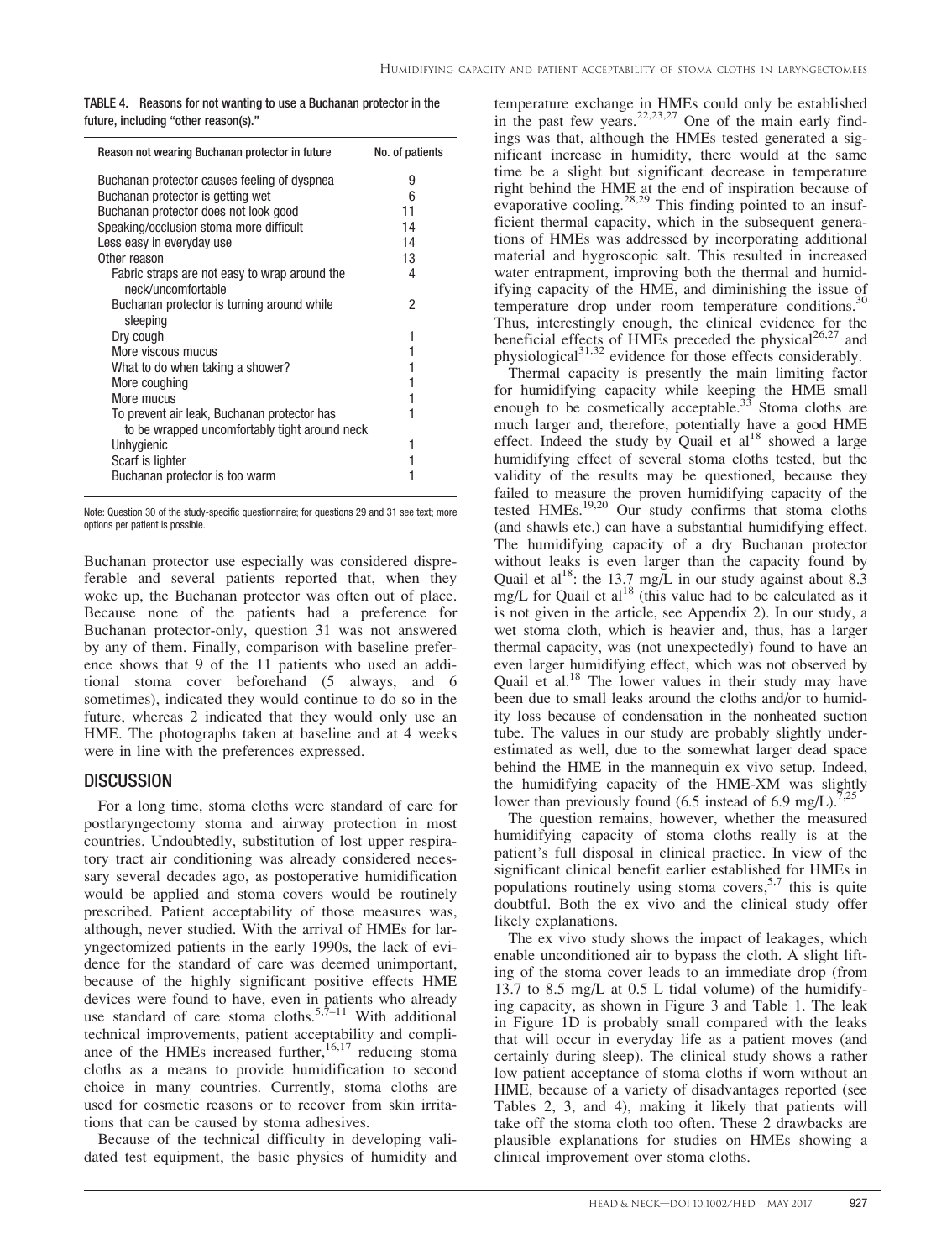TABLE 4. Reasons for not wanting to use a Buchanan protector in the future, including "other reason(s)."

| Reason not wearing Buchanan protector in future | No. of patients |
|---|---|
| Buchanan protector causes feeling of dyspnea | 9 |
| Buchanan protector is getting wet | 6 |
| Buchanan protector does not look good | 11 |
| Speaking/occlusion stoma more difficult | 14 |
| Less easy in everyday use | 14 |
| Other reason | 13 |
| Fabric straps are not easy to wrap around the neck/uncomfortable | 4 |
| Buchanan protector is turning around while sleeping | 2 |
| Dry cough | 1 |
| More viscous mucus | 1 |
| What to do when taking a shower? | 1 |
| More coughing | 1 |
| More mucus | 1 |
| To prevent air leak, Buchanan protector has to be wrapped uncomfortably tight around neck | 1 |
| Unhygienic | 1 |
| Scarf is lighter | 1 |
| Buchanan protector is too warm | 1 |

Note: Question 30 of the study-specific questionnaire; for questions 29 and 31 see text; more options per patient is possible.

Buchanan protector use especially was considered dispreferable and several patients reported that, when they woke up, the Buchanan protector was often out of place. Because none of the patients had a preference for Buchanan protector-only, question 31 was not answered by any of them. Finally, comparison with baseline preference shows that 9 of the 11 patients who used an additional stoma cover beforehand (5 always, and 6 sometimes), indicated they would continue to do so in the future, whereas 2 indicated that they would only use an HME. The photographs taken at baseline and at 4 weeks were in line with the preferences expressed.

## DISCUSSION

For a long time, stoma cloths were standard of care for postlaryngectomy stoma and airway protection in most countries. Undoubtedly, substitution of lost upper respiratory tract air conditioning was already considered necessary several decades ago, as postoperative humidification would be applied and stoma covers would be routinely prescribed. Patient acceptability of those measures was, although, never studied. With the arrival of HMEs for laryngectomized patients in the early 1990s, the lack of evidence for the standard of care was deemed unimportant, because of the highly significant positive effects HME devices were found to have, even in patients who already use standard of care stoma cloths.[5,7–11] With additional technical improvements, patient acceptability and compliance of the HMEs increased further,[16,17] reducing stoma cloths as a means to provide humidification to second choice in many countries. Currently, stoma cloths are used for cosmetic reasons or to recover from skin irritations that can be caused by stoma adhesives.

Because of the technical difficulty in developing validated test equipment, the basic physics of humidity and temperature exchange in HMEs could only be established in the past few years.[22,23,27] One of the main early findings was that, although the HMEs tested generated a significant increase in humidity, there would at the same time be a slight but significant decrease in temperature right behind the HME at the end of inspiration because of evaporative cooling.[28,29] This finding pointed to an insufficient thermal capacity, which in the subsequent generations of HMEs was addressed by incorporating additional material and hygroscopic salt. This resulted in increased water entrapment, improving both the thermal and humidifying capacity of the HME, and diminishing the issue of temperature drop under room temperature conditions.[30] Thus, interestingly enough, the clinical evidence for the beneficial effects of HMEs preceded the physical[26,27] and physiological[31,32] evidence for those effects considerably.

Thermal capacity is presently the main limiting factor for humidifying capacity while keeping the HME small enough to be cosmetically acceptable.[33] Stoma cloths are much larger and, therefore, potentially have a good HME effect. Indeed the study by Quail et al[18] showed a large humidifying effect of several stoma cloths tested, but the validity of the results may be questioned, because they failed to measure the proven humidifying capacity of the tested HMEs.[19,20] Our study confirms that stoma cloths (and shawls etc.) can have a substantial humidifying effect. The humidifying capacity of a dry Buchanan protector without leaks is even larger than the capacity found by Quail et al[18]: the 13.7 mg/L in our study against about 8.3 mg/L for Quail et al[18] (this value had to be calculated as it is not given in the article, see Appendix 2). In our study, a wet stoma cloth, which is heavier and, thus, has a larger thermal capacity, was (not unexpectedly) found to have an even larger humidifying effect, which was not observed by Quail et al.[18] The lower values in their study may have been due to small leaks around the cloths and/or to humidity loss because of condensation in the nonheated suction tube. The values in our study are probably slightly underestimated as well, due to the somewhat larger dead space behind the HME in the mannequin ex vivo setup. Indeed, the humidifying capacity of the HME-XM was slightly lower than previously found (6.5 instead of 6.9 mg/L).[7,25]

The question remains, however, whether the measured humidifying capacity of stoma cloths really is at the patient's full disposal in clinical practice. In view of the significant clinical benefit earlier established for HMEs in populations routinely using stoma covers,[5,7] this is quite doubtful. Both the ex vivo and the clinical study offer likely explanations.

The ex vivo study shows the impact of leakages, which enable unconditioned air to bypass the cloth. A slight lifting of the stoma cover leads to an immediate drop (from 13.7 to 8.5 mg/L at 0.5 L tidal volume) of the humidifying capacity, as shown in Figure 3 and Table 1. The leak in Figure 1D is probably small compared with the leaks that will occur in everyday life as a patient moves (and certainly during sleep). The clinical study shows a rather low patient acceptance of stoma cloths if worn without an HME, because of a variety of disadvantages reported (see Tables 2, 3, and 4), making it likely that patients will take off the stoma cloth too often. These 2 drawbacks are plausible explanations for studies on HMEs showing a clinical improvement over stoma cloths.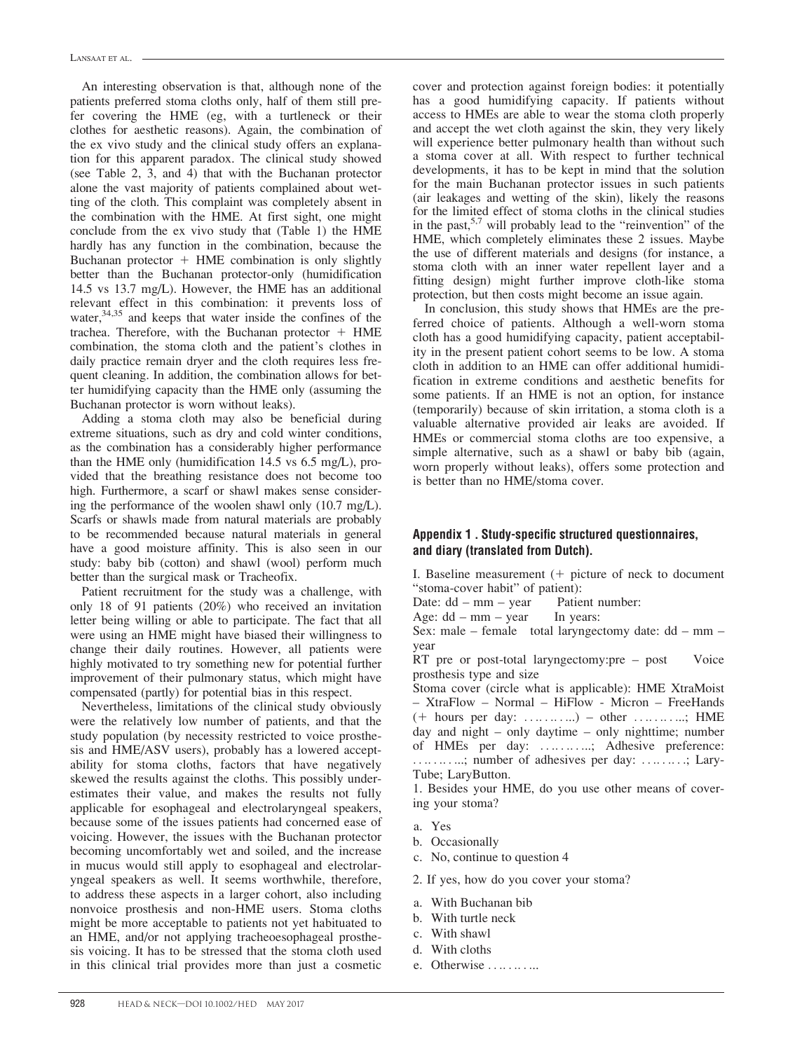An interesting observation is that, although none of the patients preferred stoma cloths only, half of them still prefer covering the HME (eg, with a turtleneck or their clothes for aesthetic reasons). Again, the combination of the ex vivo study and the clinical study offers an explanation for this apparent paradox. The clinical study showed (see Table 2, 3, and 4) that with the Buchanan protector alone the vast majority of patients complained about wetting of the cloth. This complaint was completely absent in the combination with the HME. At first sight, one might conclude from the ex vivo study that (Table 1) the HME hardly has any function in the combination, because the Buchanan protector + HME combination is only slightly better than the Buchanan protector-only (humidification 14.5 vs 13.7 mg/L). However, the HME has an additional relevant effect in this combination: it prevents loss of water,[34,35] and keeps that water inside the confines of the trachea. Therefore, with the Buchanan protector + HME combination, the stoma cloth and the patient's clothes in daily practice remain dryer and the cloth requires less frequent cleaning. In addition, the combination allows for better humidifying capacity than the HME only (assuming the Buchanan protector is worn without leaks).

Adding a stoma cloth may also be beneficial during extreme situations, such as dry and cold winter conditions, as the combination has a considerably higher performance than the HME only (humidification 14.5 vs 6.5 mg/L), provided that the breathing resistance does not become too high. Furthermore, a scarf or shawl makes sense considering the performance of the woolen shawl only (10.7 mg/L). Scarfs or shawls made from natural materials are probably to be recommended because natural materials in general have a good moisture affinity. This is also seen in our study: baby bib (cotton) and shawl (wool) perform much better than the surgical mask or Tracheofix.

Patient recruitment for the study was a challenge, with only 18 of 91 patients (20%) who received an invitation letter being willing or able to participate. The fact that all were using an HME might have biased their willingness to change their daily routines. However, all patients were highly motivated to try something new for potential further improvement of their pulmonary status, which might have compensated (partly) for potential bias in this respect.

Nevertheless, limitations of the clinical study obviously were the relatively low number of patients, and that the study population (by necessity restricted to voice prosthesis and HME/ASV users), probably has a lowered acceptability for stoma cloths, factors that have negatively skewed the results against the cloths. This possibly underestimates their value, and makes the results not fully applicable for esophageal and electrolaryngeal speakers, because some of the issues patients had concerned ease of voicing. However, the issues with the Buchanan protector becoming uncomfortably wet and soiled, and the increase in mucus would still apply to esophageal and electrolaryngeal speakers as well. It seems worthwhile, therefore, to address these aspects in a larger cohort, also including nonvoice prosthesis and non-HME users. Stoma cloths might be more acceptable to patients not yet habituated to an HME, and/or not applying tracheoesophageal prosthesis voicing. It has to be stressed that the stoma cloth used in this clinical trial provides more than just a cosmetic cover and protection against foreign bodies: it potentially has a good humidifying capacity. If patients without access to HMEs are able to wear the stoma cloth properly and accept the wet cloth against the skin, they very likely will experience better pulmonary health than without such a stoma cover at all. With respect to further technical developments, it has to be kept in mind that the solution for the main Buchanan protector issues in such patients (air leakages and wetting of the skin), likely the reasons for the limited effect of stoma cloths in the clinical studies in the past,[5,7] will probably lead to the "reinvention" of the HME, which completely eliminates these 2 issues. Maybe the use of different materials and designs (for instance, a stoma cloth with an inner water repellent layer and a fitting design) might further improve cloth-like stoma protection, but then costs might become an issue again.

In conclusion, this study shows that HMEs are the preferred choice of patients. Although a well-worn stoma cloth has a good humidifying capacity, patient acceptability in the present patient cohort seems to be low. A stoma cloth in addition to an HME can offer additional humidification in extreme conditions and aesthetic benefits for some patients. If an HME is not an option, for instance (temporarily) because of skin irritation, a stoma cloth is a valuable alternative provided air leaks are avoided. If HMEs or commercial stoma cloths are too expensive, a simple alternative, such as a shawl or baby bib (again, worn properly without leaks), offers some protection and is better than no HME/stoma cover.

### Appendix 1 . Study-specific structured questionnaires, and diary (translated from Dutch).

I. Baseline measurement (+ picture of neck to document "stoma-cover habit" of patient):

Date: dd – mm – year     Patient number:

Age: dd – mm – year     In years:

Sex: male – female   total laryngectomy date: dd – mm – year

RT pre or post-total laryngectomy:pre – post     Voice prosthesis type and size

Stoma cover (circle what is applicable): HME XtraMoist – XtraFlow – Normal – HiFlow - Micron – FreeHands (+ hours per day: ……….) – other ……….; HME day and night – only daytime – only nighttime; number of HMEs per day: ……….; Adhesive preference: ……….; number of adhesives per day: ……..; LaryTube; LaryButton.

1. Besides your HME, do you use other means of covering your stoma?

a. Yes
b. Occasionally
c. No, continue to question 4

2. If yes, how do you cover your stoma?

a. With Buchanan bib
b. With turtle neck
c. With shawl
d. With cloths
e. Otherwise ……….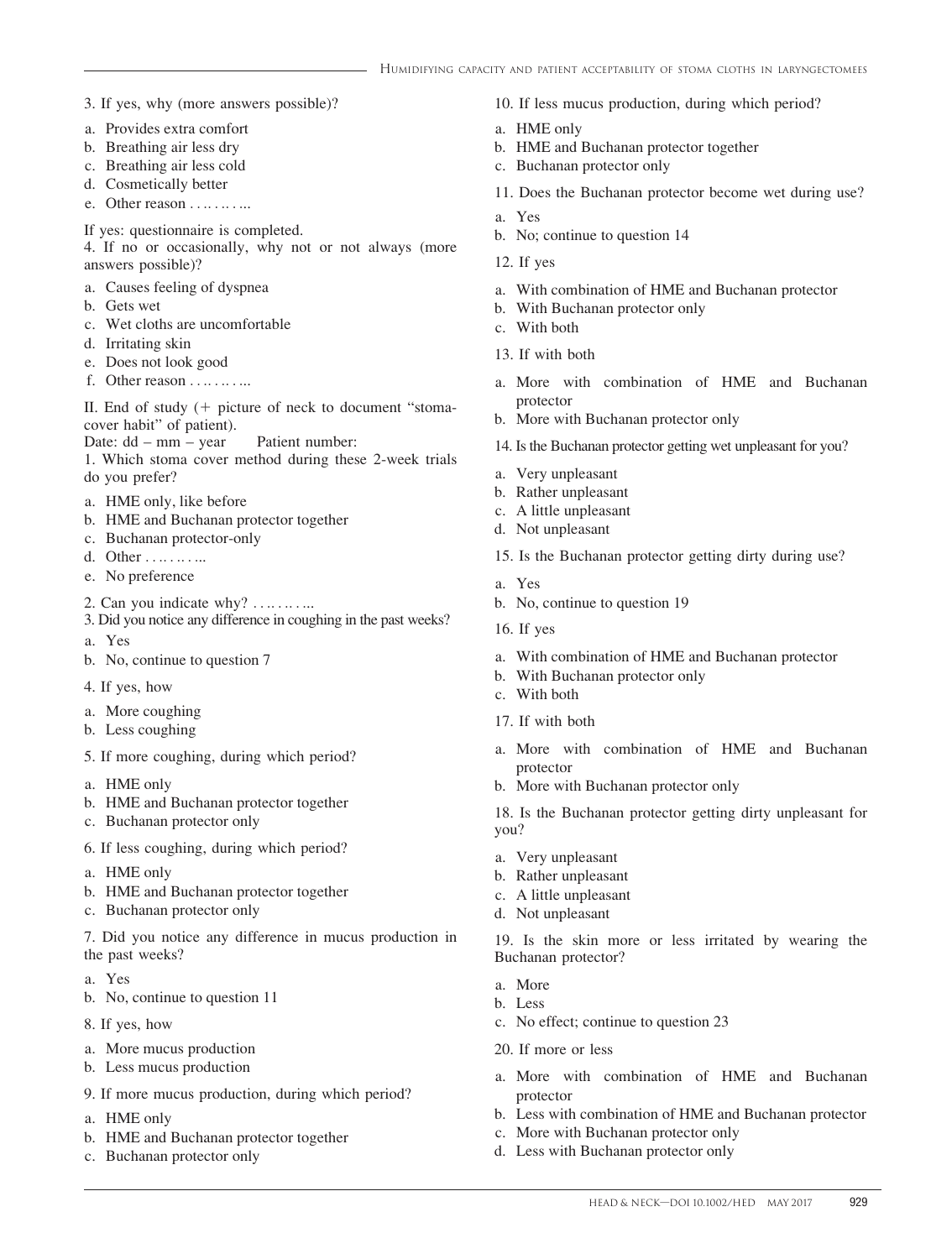3. If yes, why (more answers possible)?

a. Provides extra comfort
b. Breathing air less dry
c. Breathing air less cold
d. Cosmetically better
e. Other reason . . .. . .. . ..

If yes: questionnaire is completed.

4. If no or occasionally, why not or not always (more answers possible)?

a. Causes feeling of dyspnea
b. Gets wet
c. Wet cloths are uncomfortable
d. Irritating skin
e. Does not look good
f. Other reason . . .. . .. . ..

II. End of study (+ picture of neck to document "stoma-cover habit" of patient).

Date: dd – mm – year  Patient number:

1. Which stoma cover method during these 2-week trials do you prefer?

a. HME only, like before
b. HME and Buchanan protector together
c. Buchanan protector-only
d. Other . . .. . .. . ..
e. No preference

2. Can you indicate why? . . .. . .. . ..

3. Did you notice any difference in coughing in the past weeks?

a. Yes
b. No, continue to question 7

4. If yes, how

a. More coughing
b. Less coughing

5. If more coughing, during which period?

a. HME only
b. HME and Buchanan protector together
c. Buchanan protector only

6. If less coughing, during which period?

a. HME only
b. HME and Buchanan protector together
c. Buchanan protector only

7. Did you notice any difference in mucus production in the past weeks?

a. Yes
b. No, continue to question 11

8. If yes, how

a. More mucus production
b. Less mucus production

9. If more mucus production, during which period?

a. HME only
b. HME and Buchanan protector together
c. Buchanan protector only

10. If less mucus production, during which period?

a. HME only
b. HME and Buchanan protector together
c. Buchanan protector only

11. Does the Buchanan protector become wet during use?

a. Yes
b. No; continue to question 14

12. If yes

a. With combination of HME and Buchanan protector
b. With Buchanan protector only
c. With both

13. If with both

a. More with combination of HME and Buchanan protector
b. More with Buchanan protector only

14. Is the Buchanan protector getting wet unpleasant for you?

a. Very unpleasant
b. Rather unpleasant
c. A little unpleasant
d. Not unpleasant

15. Is the Buchanan protector getting dirty during use?

a. Yes
b. No, continue to question 19

16. If yes

a. With combination of HME and Buchanan protector
b. With Buchanan protector only
c. With both

17. If with both

a. More with combination of HME and Buchanan protector
b. More with Buchanan protector only

18. Is the Buchanan protector getting dirty unpleasant for you?

a. Very unpleasant
b. Rather unpleasant
c. A little unpleasant
d. Not unpleasant

19. Is the skin more or less irritated by wearing the Buchanan protector?

a. More
b. Less
c. No effect; continue to question 23

20. If more or less

a. More with combination of HME and Buchanan protector
b. Less with combination of HME and Buchanan protector
c. More with Buchanan protector only
d. Less with Buchanan protector only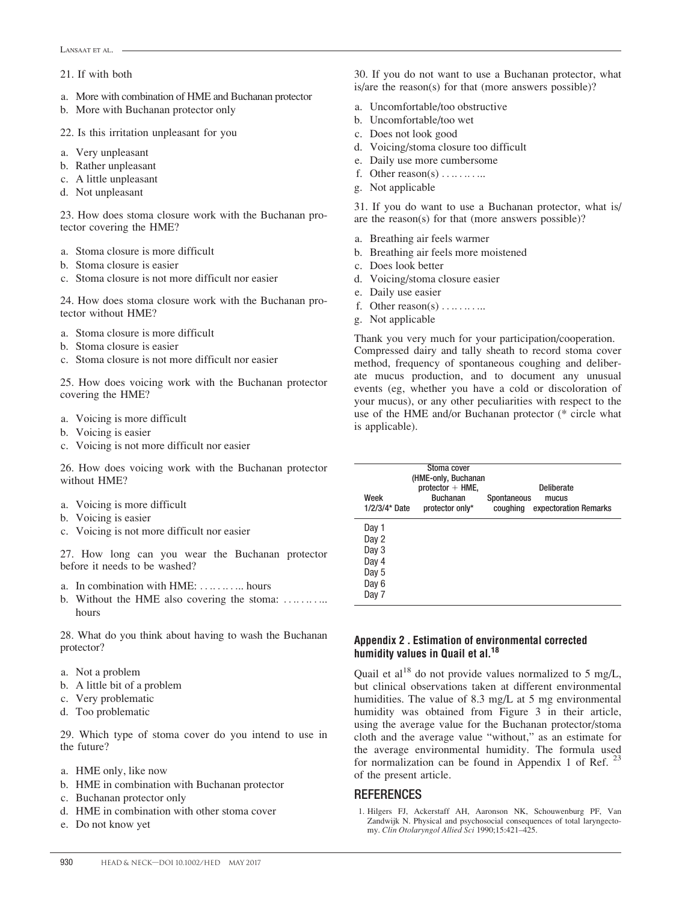21. If with both

a. More with combination of HME and Buchanan protector
b. More with Buchanan protector only

22. Is this irritation unpleasant for you

a. Very unpleasant
b. Rather unpleasant
c. A little unpleasant
d. Not unpleasant

23. How does stoma closure work with the Buchanan protector covering the HME?

a. Stoma closure is more difficult
b. Stoma closure is easier
c. Stoma closure is not more difficult nor easier

24. How does stoma closure work with the Buchanan protector without HME?

a. Stoma closure is more difficult
b. Stoma closure is easier
c. Stoma closure is not more difficult nor easier

25. How does voicing work with the Buchanan protector covering the HME?

a. Voicing is more difficult
b. Voicing is easier
c. Voicing is not more difficult nor easier

26. How does voicing work with the Buchanan protector without HME?

a. Voicing is more difficult
b. Voicing is easier
c. Voicing is not more difficult nor easier

27. How long can you wear the Buchanan protector before it needs to be washed?

a. In combination with HME: ………... hours
b. Without the HME also covering the stoma: ………... hours

28. What do you think about having to wash the Buchanan protector?

a. Not a problem
b. A little bit of a problem
c. Very problematic
d. Too problematic

29. Which type of stoma cover do you intend to use in the future?

a. HME only, like now
b. HME in combination with Buchanan protector
c. Buchanan protector only
d. HME in combination with other stoma cover
e. Do not know yet

30. If you do not want to use a Buchanan protector, what is/are the reason(s) for that (more answers possible)?

a. Uncomfortable/too obstructive
b. Uncomfortable/too wet
c. Does not look good
d. Voicing/stoma closure too difficult
e. Daily use more cumbersome
f. Other reason(s) ………...
g. Not applicable

31. If you do want to use a Buchanan protector, what is/are the reason(s) for that (more answers possible)?

a. Breathing air feels warmer
b. Breathing air feels more moistened
c. Does look better
d. Voicing/stoma closure easier
e. Daily use easier
f. Other reason(s) ………...
g. Not applicable

Thank you very much for your participation/cooperation.

Compressed dairy and tally sheath to record stoma cover method, frequency of spontaneous coughing and deliberate mucus production, and to document any unusual events (eg, whether you have a cold or discoloration of your mucus), or any other peculiarities with respect to the use of the HME and/or Buchanan protector (* circle what is applicable).

| Week 1/2/3/4* Date | Stoma cover (HME-only, Buchanan protector + HME, Buchanan protector only* | Spontaneous coughing | Deliberate mucus expectoration | Remarks |
|---|---|---|---|---|
| Day 1 | | | | |
| Day 2 | | | | |
| Day 3 | | | | |
| Day 4 | | | | |
| Day 5 | | | | |
| Day 6 | | | | |
| Day 7 | | | | |

## Appendix 2 . Estimation of environmental corrected humidity values in Quail et al.[18]

Quail et al[18] do not provide values normalized to 5 mg/L, but clinical observations taken at different environmental humidities. The value of 8.3 mg/L at 5 mg environmental humidity was obtained from Figure 3 in their article, using the average value for the Buchanan protector/stoma cloth and the average value "without," as an estimate for the average environmental humidity. The formula used for normalization can be found in Appendix 1 of Ref. [23] of the present article.

## REFERENCES

1. Hilgers FJ, Ackerstaff AH, Aaronson NK, Schouwenburg PF, Van Zandwijk N. Physical and psychosocial consequences of total laryngectomy. *Clin Otolaryngol Allied Sci* 1990;15:421–425.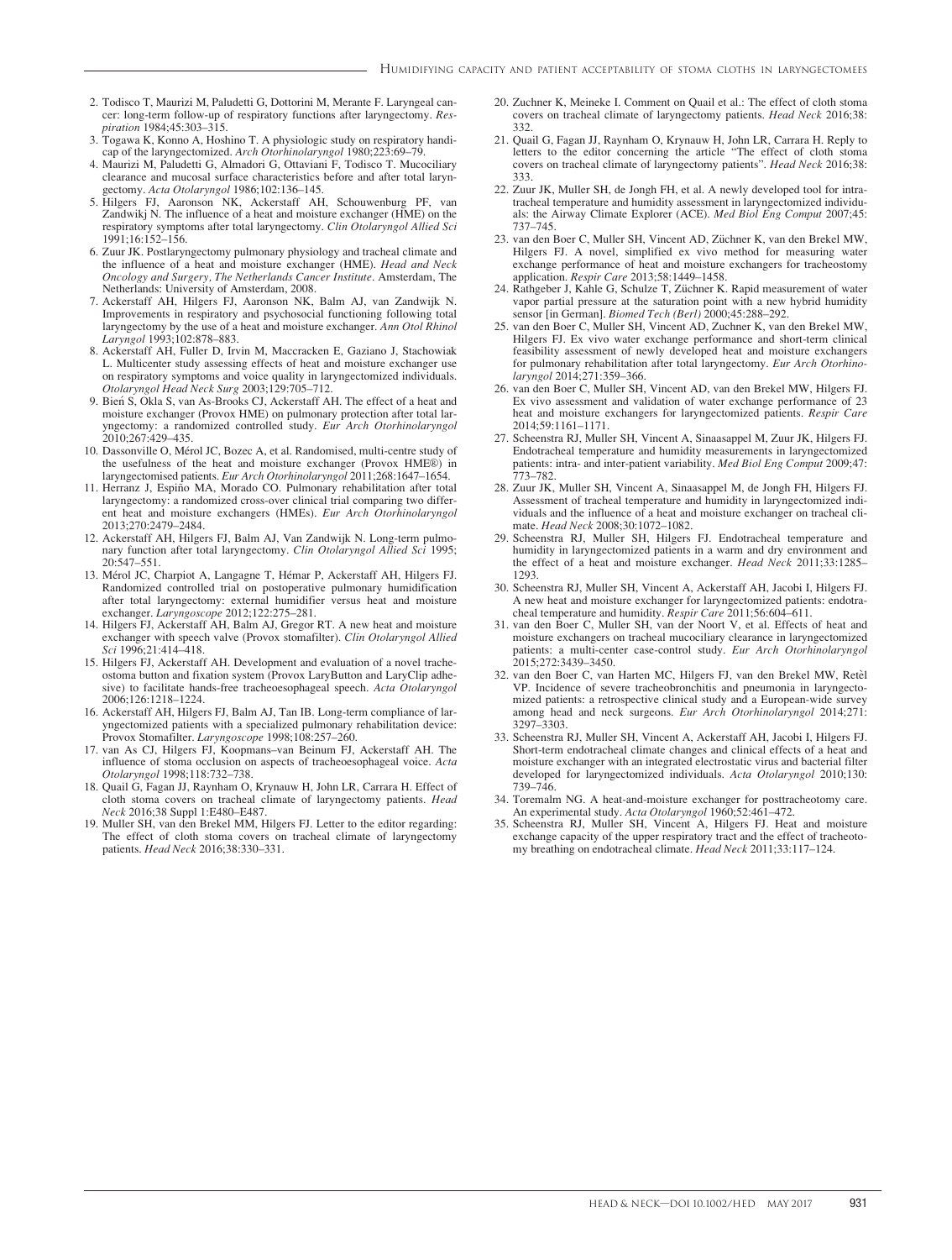2. Todisco T, Maurizi M, Paludetti G, Dottorini M, Merante F. Laryngeal cancer: long-term follow-up of respiratory functions after laryngectomy. *Respiration* 1984;45:303–315.
3. Togawa K, Konno A, Hoshino T. A physiologic study on respiratory handicap of the laryngectomized. *Arch Otorhinolaryngol* 1980;223:69–79.
4. Maurizi M, Paludetti G, Almadori G, Ottaviani F, Todisco T. Mucociliary clearance and mucosal surface characteristics before and after total laryngectomy. *Acta Otolaryngol* 1986;102:136–145.
5. Hilgers FJ, Aaronson NK, Ackerstaff AH, Schouwenburg PF, van Zandwikj N. The influence of a heat and moisture exchanger (HME) on the respiratory symptoms after total laryngectomy. *Clin Otolaryngol Allied Sci* 1991;16:152–156.
6. Zuur JK. Postlaryngectomy pulmonary physiology and tracheal climate and the influence of a heat and moisture exchanger (HME). *Head and Neck Oncology and Surgery, The Netherlands Cancer Institute*. Amsterdam, The Netherlands: University of Amsterdam, 2008.
7. Ackerstaff AH, Hilgers FJ, Aaronson NK, Balm AJ, van Zandwijk N. Improvements in respiratory and psychosocial functioning following total laryngectomy by the use of a heat and moisture exchanger. *Ann Otol Rhinol Laryngol* 1993;102:878–883.
8. Ackerstaff AH, Fuller D, Irvin M, Maccracken E, Gaziano J, Stachowiak L. Multicenter study assessing effects of heat and moisture exchanger use on respiratory symptoms and voice quality in laryngectomized individuals. *Otolaryngol Head Neck Surg* 2003;129:705–712.
9. Bień S, Okla S, van As-Brooks CJ, Ackerstaff AH. The effect of a heat and moisture exchanger (Provox HME) on pulmonary protection after total laryngectomy: a randomized controlled study. *Eur Arch Otorhinolaryngol* 2010;267:429–435.
10. Dassonville O, Mérol JC, Bozec A, et al. Randomised, multi-centre study of the usefulness of the heat and moisture exchanger (Provox HME®) in laryngectomised patients. *Eur Arch Otorhinolaryngol* 2011;268:1647–1654.
11. Herranz J, Espiño MA, Morado CO. Pulmonary rehabilitation after total laryngectomy: a randomized cross-over clinical trial comparing two different heat and moisture exchangers (HMEs). *Eur Arch Otorhinolaryngol* 2013;270:2479–2484.
12. Ackerstaff AH, Hilgers FJ, Balm AJ, Van Zandwijk N. Long-term pulmonary function after total laryngectomy. *Clin Otolaryngol Allied Sci* 1995; 20:547–551.
13. Mérol JC, Charpiot A, Langagne T, Hémar P, Ackerstaff AH, Hilgers FJ. Randomized controlled trial on postoperative pulmonary humidification after total laryngectomy: external humidifier versus heat and moisture exchanger. *Laryngoscope* 2012;122:275–281.
14. Hilgers FJ, Ackerstaff AH, Balm AJ, Gregor RT. A new heat and moisture exchanger with speech valve (Provox stomafilter). *Clin Otolaryngol Allied Sci* 1996;21:414–418.
15. Hilgers FJ, Ackerstaff AH. Development and evaluation of a novel tracheostoma button and fixation system (Provox LaryButton and LaryClip adhesive) to facilitate hands-free tracheoesophageal speech. *Acta Otolaryngol* 2006;126:1218–1224.
16. Ackerstaff AH, Hilgers FJ, Balm AJ, Tan IB. Long-term compliance of laryngectomized patients with a specialized pulmonary rehabilitation device: Provox Stomafilter. *Laryngoscope* 1998;108:257–260.
17. van As CJ, Hilgers FJ, Koopmans–van Beinum FJ, Ackerstaff AH. The influence of stoma occlusion on aspects of tracheoesophageal voice. *Acta Otolaryngol* 1998;118:732–738.
18. Quail G, Fagan JJ, Raynham O, Krynauw H, John LR, Carrara H. Effect of cloth stoma covers on tracheal climate of laryngectomy patients. *Head Neck* 2016;38 Suppl 1:E480–E487.
19. Muller SH, van den Brekel MM, Hilgers FJ. Letter to the editor regarding: The effect of cloth stoma covers on tracheal climate of laryngectomy patients. *Head Neck* 2016;38:330–331.
20. Zuchner K, Meineke I. Comment on Quail et al.: The effect of cloth stoma covers on tracheal climate of laryngectomy patients. *Head Neck* 2016;38: 332.
21. Quail G, Fagan JJ, Raynham O, Krynauw H, John LR, Carrara H. Reply to letters to the editor concerning the article "The effect of cloth stoma covers on tracheal climate of laryngectomy patients". *Head Neck* 2016;38: 333.
22. Zuur JK, Muller SH, de Jongh FH, et al. A newly developed tool for intratracheal temperature and humidity assessment in laryngectomized individuals: the Airway Climate Explorer (ACE). *Med Biol Eng Comput* 2007;45: 737–745.
23. van den Boer C, Muller SH, Vincent AD, Züchner K, van den Brekel MW, Hilgers FJ. A novel, simplified ex vivo method for measuring water exchange performance of heat and moisture exchangers for tracheostomy application. *Respir Care* 2013;58:1449–1458.
24. Rathgeber J, Kahle G, Schulze T, Züchner K. Rapid measurement of water vapor partial pressure at the saturation point with a new hybrid humidity sensor [in German]. *Biomed Tech (Berl)* 2000;45:288–292.
25. van den Boer C, Muller SH, Vincent AD, Zuchner K, van den Brekel MW, Hilgers FJ. Ex vivo water exchange performance and short-term clinical feasibility assessment of newly developed heat and moisture exchangers for pulmonary rehabilitation after total laryngectomy. *Eur Arch Otorhinolaryngol* 2014;271:359–366.
26. van den Boer C, Muller SH, Vincent AD, van den Brekel MW, Hilgers FJ. Ex vivo assessment and validation of water exchange performance of 23 heat and moisture exchangers for laryngectomized patients. *Respir Care* 2014;59:1161–1171.
27. Scheenstra RJ, Muller SH, Vincent A, Sinaasappel M, Zuur JK, Hilgers FJ. Endotracheal temperature and humidity measurements in laryngectomized patients: intra- and inter-patient variability. *Med Biol Eng Comput* 2009;47: 773–782.
28. Zuur JK, Muller SH, Vincent A, Sinaasappel M, de Jongh FH, Hilgers FJ. Assessment of tracheal temperature and humidity in laryngectomized individuals and the influence of a heat and moisture exchanger on tracheal climate. *Head Neck* 2008;30:1072–1082.
29. Scheenstra RJ, Muller SH, Hilgers FJ. Endotracheal temperature and humidity in laryngectomized patients in a warm and dry environment and the effect of a heat and moisture exchanger. *Head Neck* 2011;33:1285–1293.
30. Scheenstra RJ, Muller SH, Vincent A, Ackerstaff AH, Jacobi I, Hilgers FJ. A new heat and moisture exchanger for laryngectomized patients: endotracheal temperature and humidity. *Respir Care* 2011;56:604–611.
31. van den Boer C, Muller SH, van der Noort V, et al. Effects of heat and moisture exchangers on tracheal mucociliary clearance in laryngectomized patients: a multi-center case-control study. *Eur Arch Otorhinolaryngol* 2015;272:3439–3450.
32. van den Boer C, van Harten MC, Hilgers FJ, van den Brekel MW, Retèl VP. Incidence of severe tracheobronchitis and pneumonia in laryngectomized patients: a retrospective clinical study and a European-wide survey among head and neck surgeons. *Eur Arch Otorhinolaryngol* 2014;271: 3297–3303.
33. Scheenstra RJ, Muller SH, Vincent A, Ackerstaff AH, Jacobi I, Hilgers FJ. Short-term endotracheal climate changes and clinical effects of a heat and moisture exchanger with an integrated electrostatic virus and bacterial filter developed for laryngectomized individuals. *Acta Otolaryngol* 2010;130: 739–746.
34. Toremalm NG. A heat-and-moisture exchanger for posttracheotomy care. An experimental study. *Acta Otolaryngol* 1960;52:461–472.
35. Scheenstra RJ, Muller SH, Vincent A, Hilgers FJ. Heat and moisture exchange capacity of the upper respiratory tract and the effect of tracheotomy breathing on endotracheal climate. *Head Neck* 2011;33:117–124.